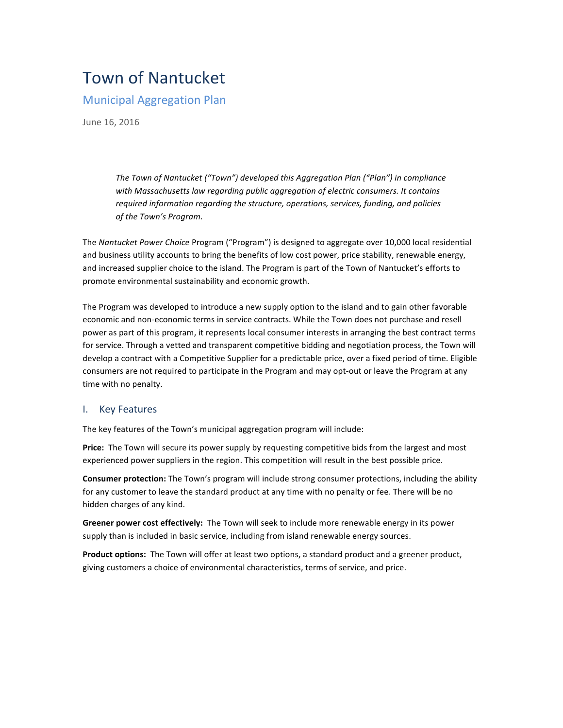# Town of Nantucket

## Municipal Aggregation Plan

June 16, 2016

*The Town of Nantucket ("Town") developed this Aggregation Plan ("Plan") in compliance with Massachusetts law regarding public aggregation of electric consumers. It contains required information regarding the structure, operations, services, funding, and policies of the Town's Program.*

The *Nantucket Power Choice* Program ("Program") is designed to aggregate over 10,000 local residential and business utility accounts to bring the benefits of low cost power, price stability, renewable energy, and increased supplier choice to the island. The Program is part of the Town of Nantucket's efforts to promote environmental sustainability and economic growth.

The Program was developed to introduce a new supply option to the island and to gain other favorable economic and non-economic terms in service contracts. While the Town does not purchase and resell power as part of this program, it represents local consumer interests in arranging the best contract terms for service. Through a vetted and transparent competitive bidding and negotiation process, the Town will develop a contract with a Competitive Supplier for a predictable price, over a fixed period of time. Eligible consumers are not required to participate in the Program and may opt-out or leave the Program at any time with no penalty.

## I. Key Features

The key features of the Town's municipal aggregation program will include:

**Price:** The Town will secure its power supply by requesting competitive bids from the largest and most experienced power suppliers in the region. This competition will result in the best possible price.

**Consumer protection:** The Town's program will include strong consumer protections, including the ability for any customer to leave the standard product at any time with no penalty or fee. There will be no hidden charges of any kind.

**Greener power cost effectively:** The Town will seek to include more renewable energy in its power supply than is included in basic service, including from island renewable energy sources.

**Product options:** The Town will offer at least two options, a standard product and a greener product, giving customers a choice of environmental characteristics, terms of service, and price.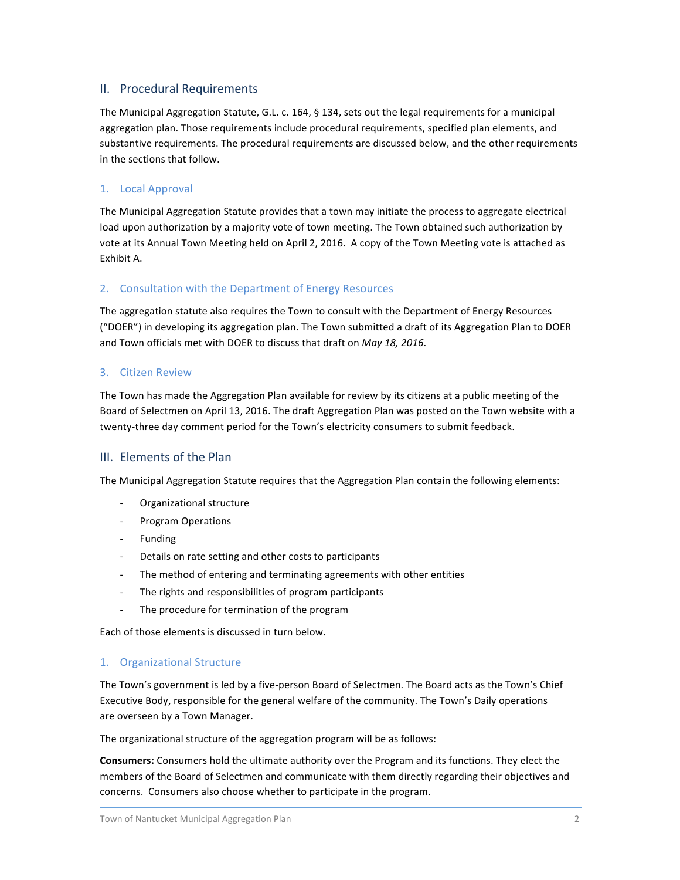## II. Procedural Requirements

The Municipal Aggregation Statute, G.L. c. 164, § 134, sets out the legal requirements for a municipal aggregation plan. Those requirements include procedural requirements, specified plan elements, and substantive requirements. The procedural requirements are discussed below, and the other requirements in the sections that follow.

### 1. Local Approval

The Municipal Aggregation Statute provides that a town may initiate the process to aggregate electrical load upon authorization by a majority vote of town meeting. The Town obtained such authorization by vote at its Annual Town Meeting held on April 2, 2016. A copy of the Town Meeting vote is attached as Exhibit A.

### 2. Consultation with the Department of Energy Resources

The aggregation statute also requires the Town to consult with the Department of Energy Resources ("DOER") in developing its aggregation plan. The Town submitted a draft of its Aggregation Plan to DOER and Town officials met with DOER to discuss that draft on *May 18, 2016*.

### 3. Citizen Review

The Town has made the Aggregation Plan available for review by its citizens at a public meeting of the Board of Selectmen on April 13, 2016. The draft Aggregation Plan was posted on the Town website with a twenty-three day comment period for the Town's electricity consumers to submit feedback.

## III. Elements of the Plan

The Municipal Aggregation Statute requires that the Aggregation Plan contain the following elements:

- Organizational structure
- Program Operations
- Funding
- Details on rate setting and other costs to participants
- The method of entering and terminating agreements with other entities
- The rights and responsibilities of program participants
- The procedure for termination of the program

Each of those elements is discussed in turn below.

### 1. Organizational Structure

The Town's government is led by a five-person Board of Selectmen. The Board acts as the Town's Chief Executive Body, responsible for the general welfare of the community. The Town's Daily operations are overseen by a Town Manager.

The organizational structure of the aggregation program will be as follows:

**Consumers:** Consumers hold the ultimate authority over the Program and its functions. They elect the members of the Board of Selectmen and communicate with them directly regarding their objectives and concerns. Consumers also choose whether to participate in the program.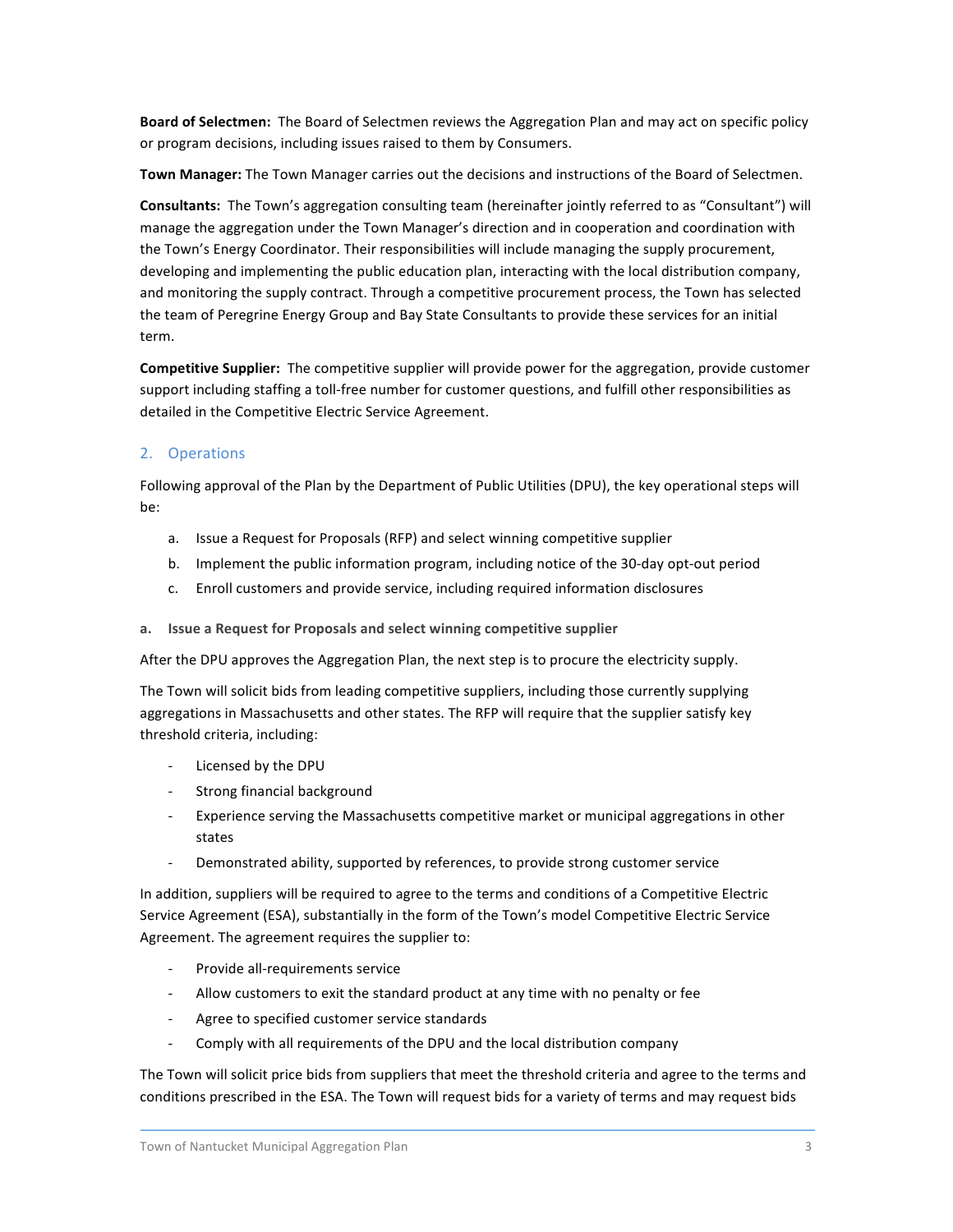**Board of Selectmen:** The Board of Selectmen reviews the Aggregation Plan and may act on specific policy or program decisions, including issues raised to them by Consumers.

**Town Manager:** The Town Manager carries out the decisions and instructions of the Board of Selectmen.

**Consultants:** The Town's aggregation consulting team (hereinafter jointly referred to as "Consultant") will manage the aggregation under the Town Manager's direction and in cooperation and coordination with the Town's Energy Coordinator. Their responsibilities will include managing the supply procurement, developing and implementing the public education plan, interacting with the local distribution company, and monitoring the supply contract. Through a competitive procurement process, the Town has selected the team of Peregrine Energy Group and Bay State Consultants to provide these services for an initial term.

**Competitive Supplier:** The competitive supplier will provide power for the aggregation, provide customer support including staffing a toll-free number for customer questions, and fulfill other responsibilities as detailed in the Competitive Electric Service Agreement.

## 2. Operations

Following approval of the Plan by the Department of Public Utilities (DPU), the key operational steps will be:

a. Issue a Request for Proposals (RFP) and select winning competitive supplier

b. Implement the public information program, including notice of the 30-day opt-out period

c. Enroll customers and provide service, including required information disclosures

### a. Issue a Request for Proposals and select winning competitive supplier

After the DPU approves the Aggregation Plan, the next step is to procure the electricity supply.

The Town will solicit bids from leading competitive suppliers, including those currently supplying aggregations in Massachusetts and other states. The RFP will require that the supplier satisfy key threshold criteria, including:

- Licensed by the DPU
- Strong financial background
- Experience serving the Massachusetts competitive market or municipal aggregations in other states
- Demonstrated ability, supported by references, to provide strong customer service

In addition, suppliers will be required to agree to the terms and conditions of a Competitive Electric Service Agreement (ESA), substantially in the form of the Town's model Competitive Electric Service Agreement. The agreement requires the supplier to:

- Provide all-requirements service
- Allow customers to exit the standard product at any time with no penalty or fee
- Agree to specified customer service standards
- Comply with all requirements of the DPU and the local distribution company

The Town will solicit price bids from suppliers that meet the threshold criteria and agree to the terms and conditions prescribed in the ESA. The Town will request bids for a variety of terms and may request bids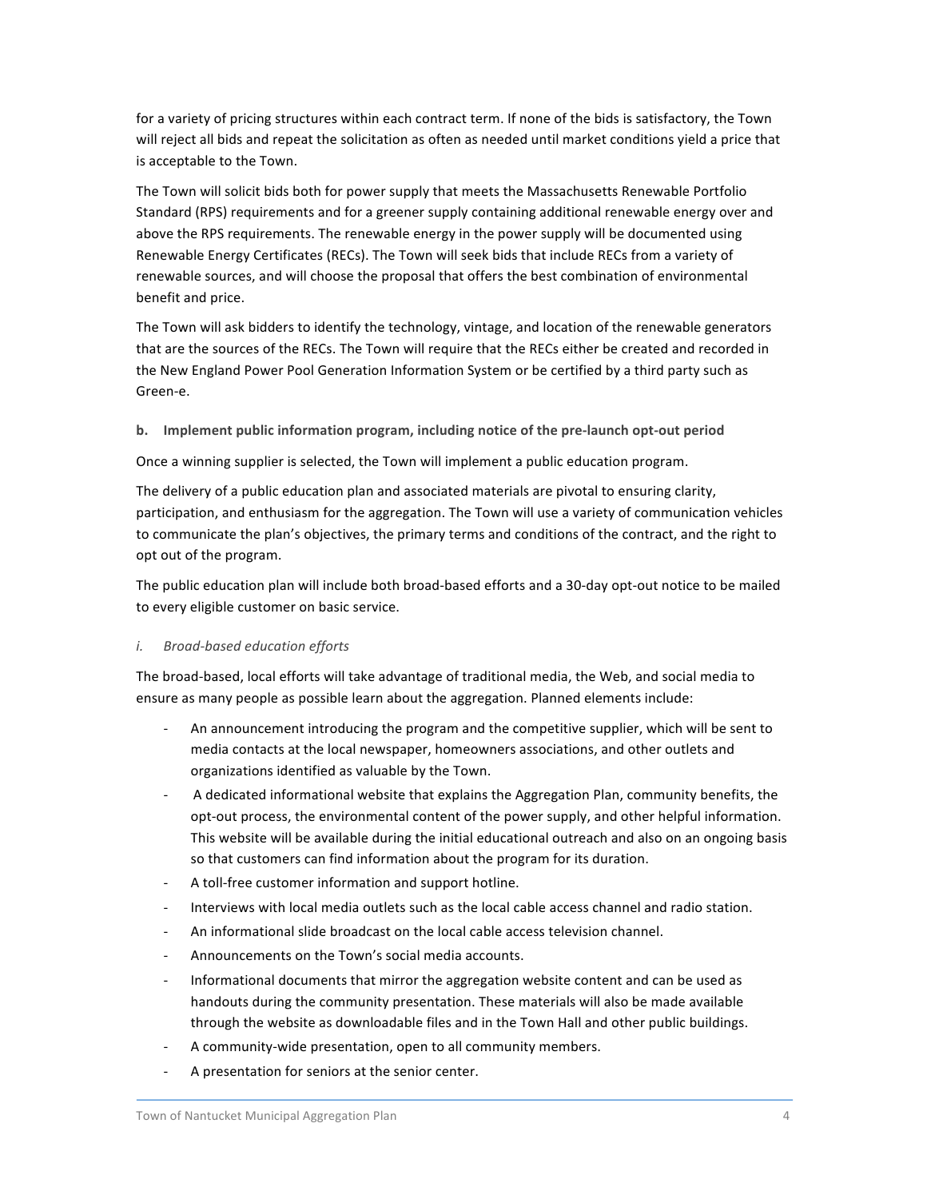for a variety of pricing structures within each contract term. If none of the bids is satisfactory, the Town will reject all bids and repeat the solicitation as often as needed until market conditions yield a price that is acceptable to the Town.

The Town will solicit bids both for power supply that meets the Massachusetts Renewable Portfolio Standard (RPS) requirements and for a greener supply containing additional renewable energy over and above the RPS requirements. The renewable energy in the power supply will be documented using Renewable Energy Certificates (RECs). The Town will seek bids that include RECs from a variety of renewable sources, and will choose the proposal that offers the best combination of environmental benefit and price.

The Town will ask bidders to identify the technology, vintage, and location of the renewable generators that are the sources of the RECs. The Town will require that the RECs either be created and recorded in the New England Power Pool Generation Information System or be certified by a third party such as Green-e.

**b. Implement public information program, including notice of the pre-launch opt-out period**

Once a winning supplier is selected, the Town will implement a public education program.

The delivery of a public education plan and associated materials are pivotal to ensuring clarity, participation, and enthusiasm for the aggregation. The Town will use a variety of communication vehicles to communicate the plan's objectives, the primary terms and conditions of the contract, and the right to opt out of the program.

The public education plan will include both broad-based efforts and a 30-day opt-out notice to be mailed to every eligible customer on basic service.

*i. Broad-based education efforts*

The broad-based, local efforts will take advantage of traditional media, the Web, and social media to ensure as many people as possible learn about the aggregation. Planned elements include:

- An announcement introducing the program and the competitive supplier, which will be sent to media contacts at the local newspaper, homeowners associations, and other outlets and organizations identified as valuable by the Town.
- A dedicated informational website that explains the Aggregation Plan, community benefits, the opt-out process, the environmental content of the power supply, and other helpful information. This website will be available during the initial educational outreach and also on an ongoing basis so that customers can find information about the program for its duration.
- A toll-free customer information and support hotline.
- Interviews with local media outlets such as the local cable access channel and radio station.
- An informational slide broadcast on the local cable access television channel.
- Announcements on the Town's social media accounts.
- Informational documents that mirror the aggregation website content and can be used as handouts during the community presentation. These materials will also be made available through the website as downloadable files and in the Town Hall and other public buildings.
- A community-wide presentation, open to all community members.
- A presentation for seniors at the senior center.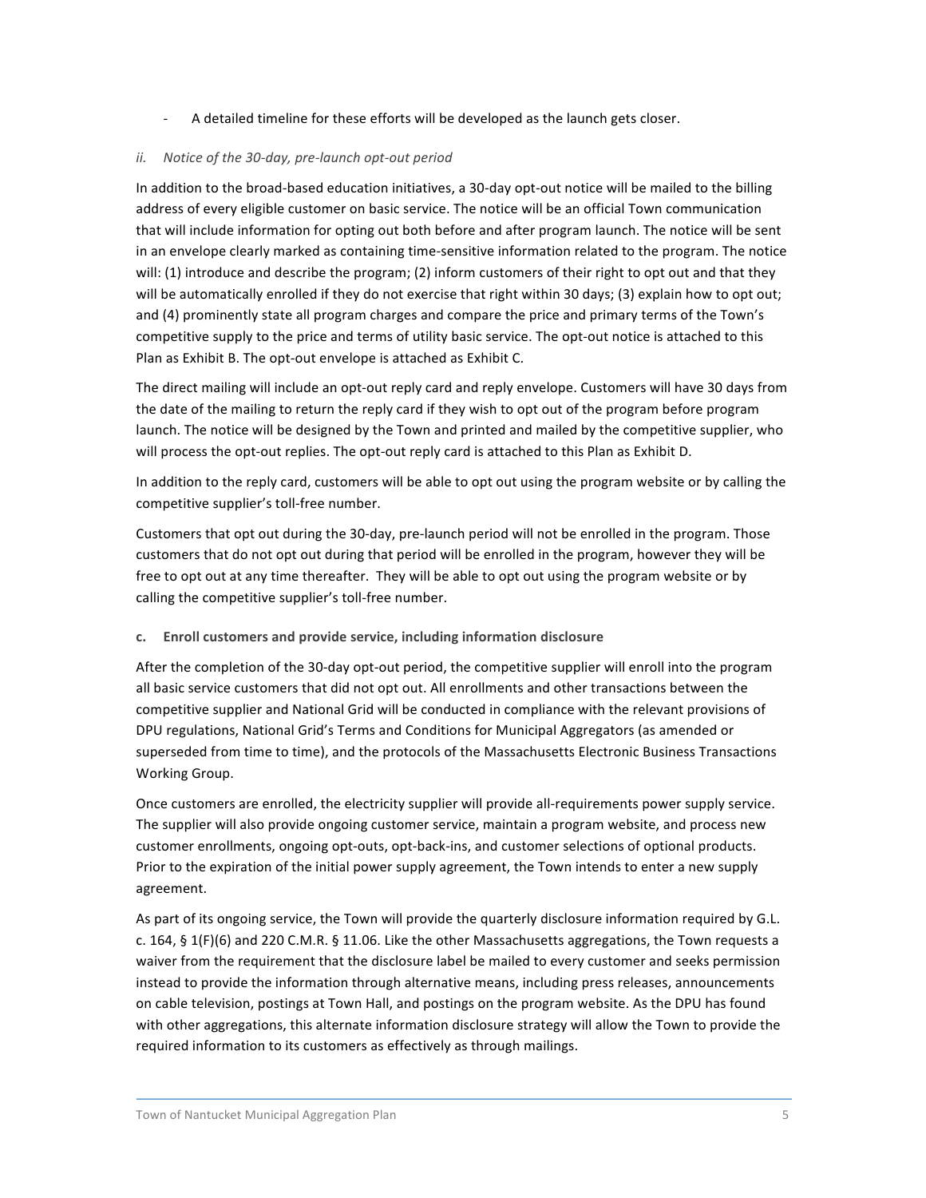- A detailed timeline for these efforts will be developed as the launch gets closer.

*ii. Notice of the 30-day, pre-launch opt-out period*

In addition to the broad-based education initiatives, a 30-day opt-out notice will be mailed to the billing address of every eligible customer on basic service. The notice will be an official Town communication that will include information for opting out both before and after program launch. The notice will be sent in an envelope clearly marked as containing time-sensitive information related to the program. The notice will: (1) introduce and describe the program; (2) inform customers of their right to opt out and that they will be automatically enrolled if they do not exercise that right within 30 days; (3) explain how to opt out; and (4) prominently state all program charges and compare the price and primary terms of the Town's competitive supply to the price and terms of utility basic service. The opt-out notice is attached to this Plan as Exhibit B. The opt-out envelope is attached as Exhibit C.

The direct mailing will include an opt-out reply card and reply envelope. Customers will have 30 days from the date of the mailing to return the reply card if they wish to opt out of the program before program launch. The notice will be designed by the Town and printed and mailed by the competitive supplier, who will process the opt-out replies. The opt-out reply card is attached to this Plan as Exhibit D.

In addition to the reply card, customers will be able to opt out using the program website or by calling the competitive supplier's toll-free number.

Customers that opt out during the 30-day, pre-launch period will not be enrolled in the program. Those customers that do not opt out during that period will be enrolled in the program, however they will be free to opt out at any time thereafter. They will be able to opt out using the program website or by calling the competitive supplier's toll-free number.

**c. Enroll customers and provide service, including information disclosure**

After the completion of the 30-day opt-out period, the competitive supplier will enroll into the program all basic service customers that did not opt out. All enrollments and other transactions between the competitive supplier and National Grid will be conducted in compliance with the relevant provisions of DPU regulations, National Grid's Terms and Conditions for Municipal Aggregators (as amended or superseded from time to time), and the protocols of the Massachusetts Electronic Business Transactions Working Group.

Once customers are enrolled, the electricity supplier will provide all-requirements power supply service. The supplier will also provide ongoing customer service, maintain a program website, and process new customer enrollments, ongoing opt-outs, opt-back-ins, and customer selections of optional products. Prior to the expiration of the initial power supply agreement, the Town intends to enter a new supply agreement.

As part of its ongoing service, the Town will provide the quarterly disclosure information required by G.L. c. 164, § 1(F)(6) and 220 C.M.R. § 11.06. Like the other Massachusetts aggregations, the Town requests a waiver from the requirement that the disclosure label be mailed to every customer and seeks permission instead to provide the information through alternative means, including press releases, announcements on cable television, postings at Town Hall, and postings on the program website. As the DPU has found with other aggregations, this alternate information disclosure strategy will allow the Town to provide the required information to its customers as effectively as through mailings.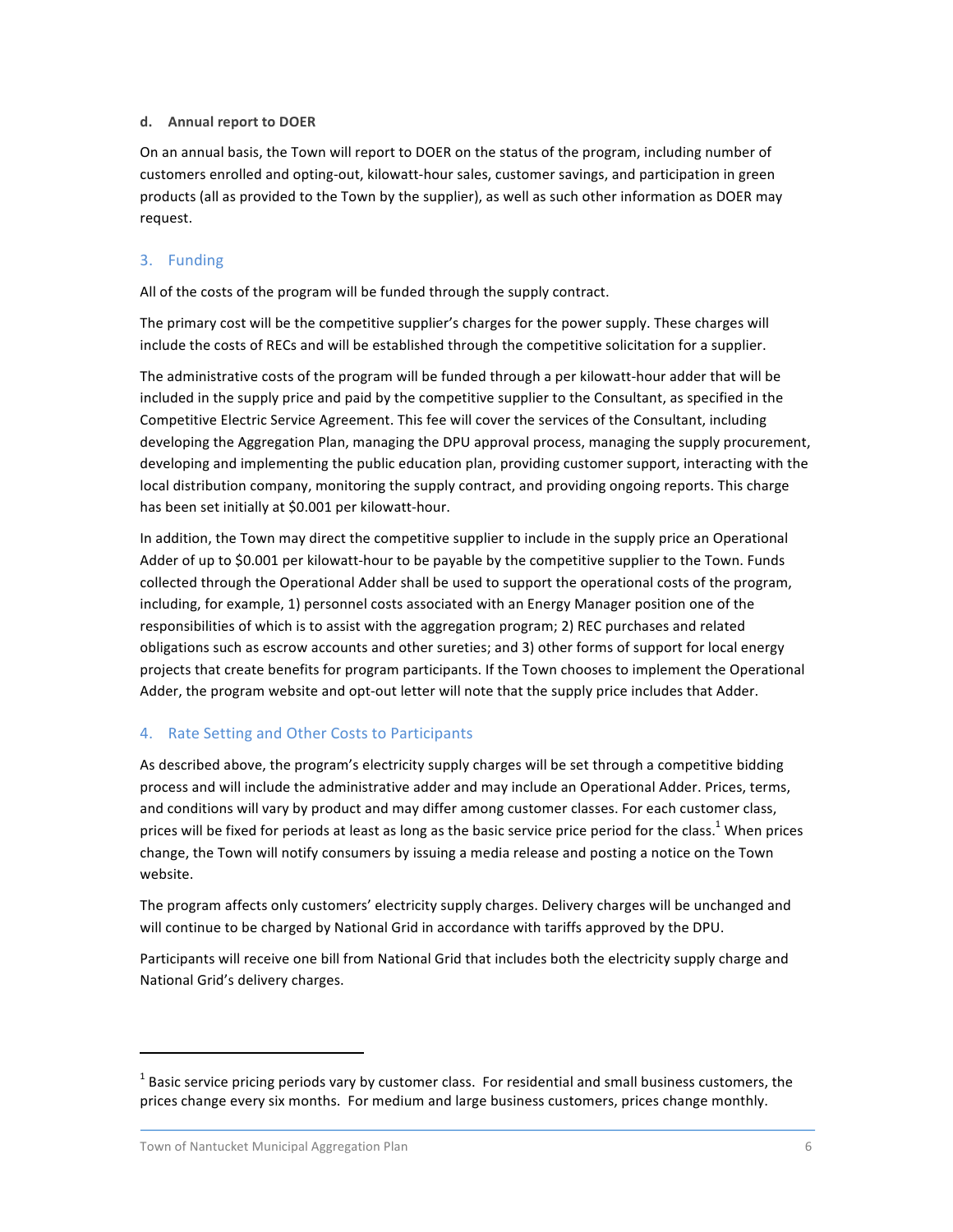#### d. Annual report to DOER

On an annual basis, the Town will report to DOER on the status of the program, including number of customers enrolled and opting-out, kilowatt-hour sales, customer savings, and participation in green products (all as provided to the Town by the supplier), as well as such other information as DOER may request.

## 3. Funding

All of the costs of the program will be funded through the supply contract.

The primary cost will be the competitive supplier's charges for the power supply. These charges will include the costs of RECs and will be established through the competitive solicitation for a supplier.

The administrative costs of the program will be funded through a per kilowatt-hour adder that will be included in the supply price and paid by the competitive supplier to the Consultant, as specified in the Competitive Electric Service Agreement. This fee will cover the services of the Consultant, including developing the Aggregation Plan, managing the DPU approval process, managing the supply procurement, developing and implementing the public education plan, providing customer support, interacting with the local distribution company, monitoring the supply contract, and providing ongoing reports. This charge has been set initially at $0.001 per kilowatt-hour.

In addition, the Town may direct the competitive supplier to include in the supply price an Operational Adder of up to $0.001 per kilowatt-hour to be payable by the competitive supplier to the Town. Funds collected through the Operational Adder shall be used to support the operational costs of the program, including, for example, 1) personnel costs associated with an Energy Manager position one of the responsibilities of which is to assist with the aggregation program; 2) REC purchases and related obligations such as escrow accounts and other sureties; and 3) other forms of support for local energy projects that create benefits for program participants. If the Town chooses to implement the Operational Adder, the program website and opt-out letter will note that the supply price includes that Adder.

## 4. Rate Setting and Other Costs to Participants

As described above, the program's electricity supply charges will be set through a competitive bidding process and will include the administrative adder and may include an Operational Adder. Prices, terms, and conditions will vary by product and may differ among customer classes. For each customer class, prices will be fixed for periods at least as long as the basic service price period for the class.[1] When prices change, the Town will notify consumers by issuing a media release and posting a notice on the Town website.

The program affects only customers' electricity supply charges. Delivery charges will be unchanged and will continue to be charged by National Grid in accordance with tariffs approved by the DPU.

Participants will receive one bill from National Grid that includes both the electricity supply charge and National Grid's delivery charges.

---

[1] Basic service pricing periods vary by customer class. For residential and small business customers, the prices change every six months. For medium and large business customers, prices change monthly.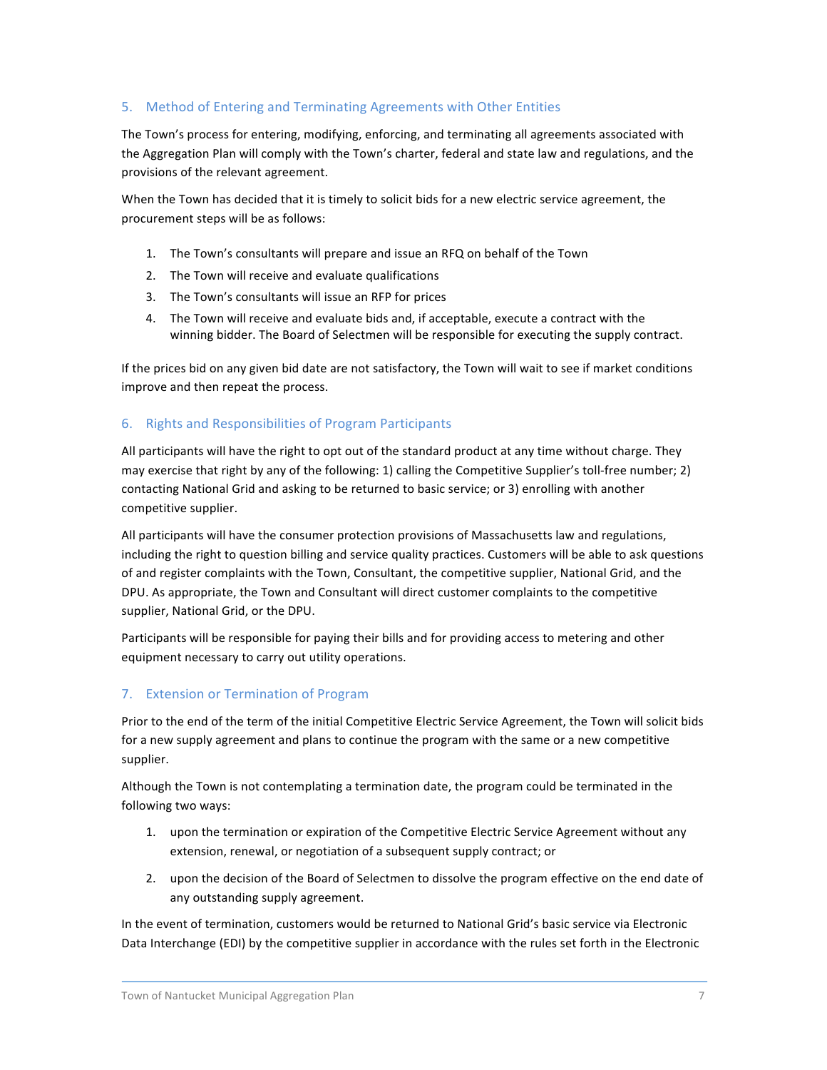## 5. Method of Entering and Terminating Agreements with Other Entities

The Town's process for entering, modifying, enforcing, and terminating all agreements associated with the Aggregation Plan will comply with the Town's charter, federal and state law and regulations, and the provisions of the relevant agreement.

When the Town has decided that it is timely to solicit bids for a new electric service agreement, the procurement steps will be as follows:

1. The Town's consultants will prepare and issue an RFQ on behalf of the Town
2. The Town will receive and evaluate qualifications
3. The Town's consultants will issue an RFP for prices
4. The Town will receive and evaluate bids and, if acceptable, execute a contract with the winning bidder. The Board of Selectmen will be responsible for executing the supply contract.

If the prices bid on any given bid date are not satisfactory, the Town will wait to see if market conditions improve and then repeat the process.

## 6. Rights and Responsibilities of Program Participants

All participants will have the right to opt out of the standard product at any time without charge. They may exercise that right by any of the following: 1) calling the Competitive Supplier's toll-free number; 2) contacting National Grid and asking to be returned to basic service; or 3) enrolling with another competitive supplier.

All participants will have the consumer protection provisions of Massachusetts law and regulations, including the right to question billing and service quality practices. Customers will be able to ask questions of and register complaints with the Town, Consultant, the competitive supplier, National Grid, and the DPU. As appropriate, the Town and Consultant will direct customer complaints to the competitive supplier, National Grid, or the DPU.

Participants will be responsible for paying their bills and for providing access to metering and other equipment necessary to carry out utility operations.

## 7. Extension or Termination of Program

Prior to the end of the term of the initial Competitive Electric Service Agreement, the Town will solicit bids for a new supply agreement and plans to continue the program with the same or a new competitive supplier.

Although the Town is not contemplating a termination date, the program could be terminated in the following two ways:

1. upon the termination or expiration of the Competitive Electric Service Agreement without any extension, renewal, or negotiation of a subsequent supply contract; or
2. upon the decision of the Board of Selectmen to dissolve the program effective on the end date of any outstanding supply agreement.

In the event of termination, customers would be returned to National Grid's basic service via Electronic Data Interchange (EDI) by the competitive supplier in accordance with the rules set forth in the Electronic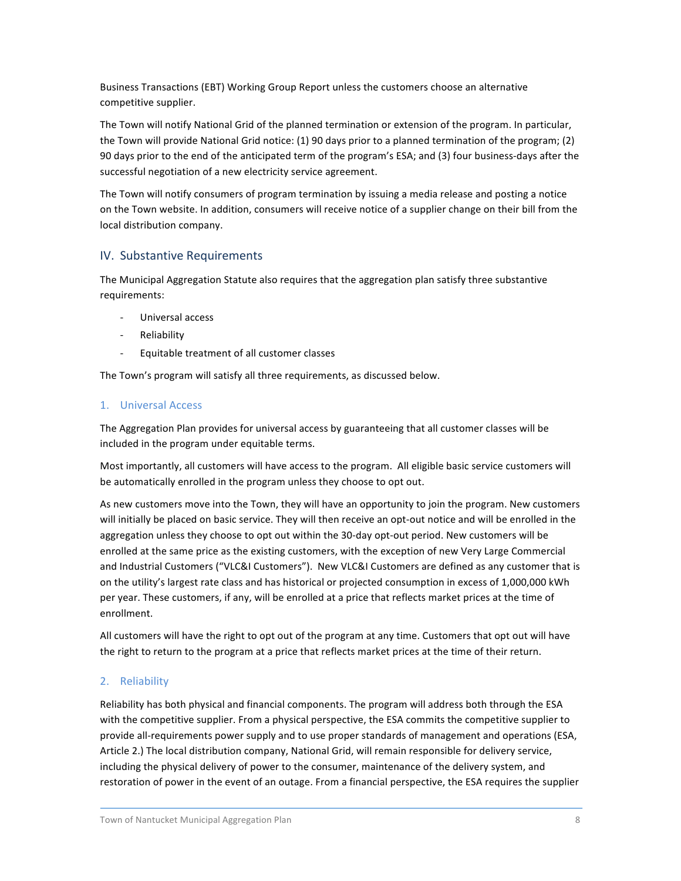Business Transactions (EBT) Working Group Report unless the customers choose an alternative competitive supplier.

The Town will notify National Grid of the planned termination or extension of the program. In particular, the Town will provide National Grid notice: (1) 90 days prior to a planned termination of the program; (2) 90 days prior to the end of the anticipated term of the program's ESA; and (3) four business-days after the successful negotiation of a new electricity service agreement.

The Town will notify consumers of program termination by issuing a media release and posting a notice on the Town website. In addition, consumers will receive notice of a supplier change on their bill from the local distribution company.

## IV. Substantive Requirements

The Municipal Aggregation Statute also requires that the aggregation plan satisfy three substantive requirements:

- Universal access
- Reliability
- Equitable treatment of all customer classes

The Town's program will satisfy all three requirements, as discussed below.

### 1. Universal Access

The Aggregation Plan provides for universal access by guaranteeing that all customer classes will be included in the program under equitable terms.

Most importantly, all customers will have access to the program. All eligible basic service customers will be automatically enrolled in the program unless they choose to opt out.

As new customers move into the Town, they will have an opportunity to join the program. New customers will initially be placed on basic service. They will then receive an opt-out notice and will be enrolled in the aggregation unless they choose to opt out within the 30-day opt-out period. New customers will be enrolled at the same price as the existing customers, with the exception of new Very Large Commercial and Industrial Customers ("VLC&I Customers"). New VLC&I Customers are defined as any customer that is on the utility's largest rate class and has historical or projected consumption in excess of 1,000,000 kWh per year. These customers, if any, will be enrolled at a price that reflects market prices at the time of enrollment.

All customers will have the right to opt out of the program at any time. Customers that opt out will have the right to return to the program at a price that reflects market prices at the time of their return.

### 2. Reliability

Reliability has both physical and financial components. The program will address both through the ESA with the competitive supplier. From a physical perspective, the ESA commits the competitive supplier to provide all-requirements power supply and to use proper standards of management and operations (ESA, Article 2.) The local distribution company, National Grid, will remain responsible for delivery service, including the physical delivery of power to the consumer, maintenance of the delivery system, and restoration of power in the event of an outage. From a financial perspective, the ESA requires the supplier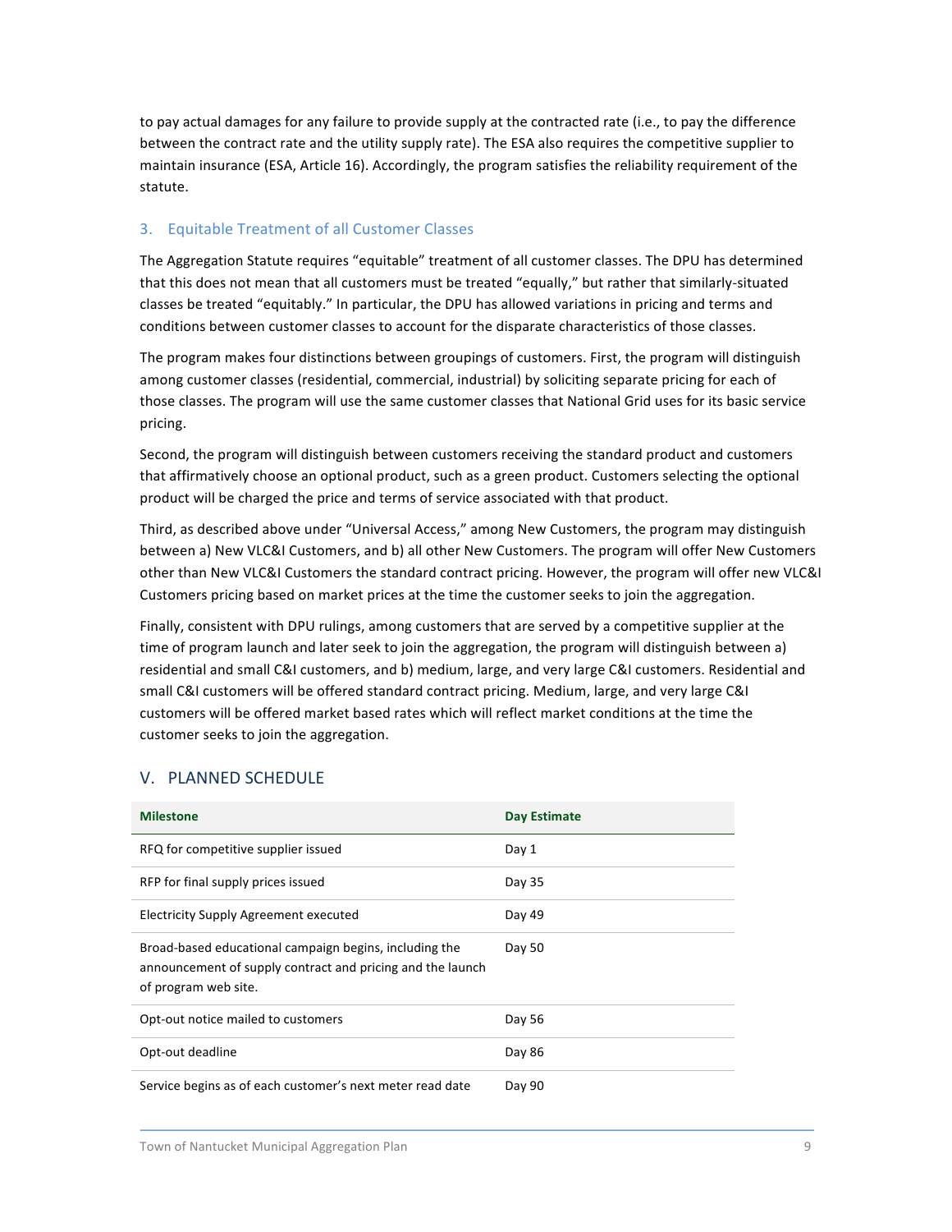to pay actual damages for any failure to provide supply at the contracted rate (i.e., to pay the difference between the contract rate and the utility supply rate). The ESA also requires the competitive supplier to maintain insurance (ESA, Article 16). Accordingly, the program satisfies the reliability requirement of the statute.

### 3. Equitable Treatment of all Customer Classes

The Aggregation Statute requires "equitable" treatment of all customer classes. The DPU has determined that this does not mean that all customers must be treated "equally," but rather that similarly-situated classes be treated "equitably." In particular, the DPU has allowed variations in pricing and terms and conditions between customer classes to account for the disparate characteristics of those classes.

The program makes four distinctions between groupings of customers. First, the program will distinguish among customer classes (residential, commercial, industrial) by soliciting separate pricing for each of those classes. The program will use the same customer classes that National Grid uses for its basic service pricing.

Second, the program will distinguish between customers receiving the standard product and customers that affirmatively choose an optional product, such as a green product. Customers selecting the optional product will be charged the price and terms of service associated with that product.

Third, as described above under "Universal Access," among New Customers, the program may distinguish between a) New VLC&I Customers, and b) all other New Customers. The program will offer New Customers other than New VLC&I Customers the standard contract pricing. However, the program will offer new VLC&I Customers pricing based on market prices at the time the customer seeks to join the aggregation.

Finally, consistent with DPU rulings, among customers that are served by a competitive supplier at the time of program launch and later seek to join the aggregation, the program will distinguish between a) residential and small C&I customers, and b) medium, large, and very large C&I customers. Residential and small C&I customers will be offered standard contract pricing. Medium, large, and very large C&I customers will be offered market based rates which will reflect market conditions at the time the customer seeks to join the aggregation.

## V. PLANNED SCHEDULE

| Milestone | Day Estimate |
|---|---|
| RFQ for competitive supplier issued | Day 1 |
| RFP for final supply prices issued | Day 35 |
| Electricity Supply Agreement executed | Day 49 |
| Broad-based educational campaign begins, including the announcement of supply contract and pricing and the launch of program web site. | Day 50 |
| Opt-out notice mailed to customers | Day 56 |
| Opt-out deadline | Day 86 |
| Service begins as of each customer's next meter read date | Day 90 |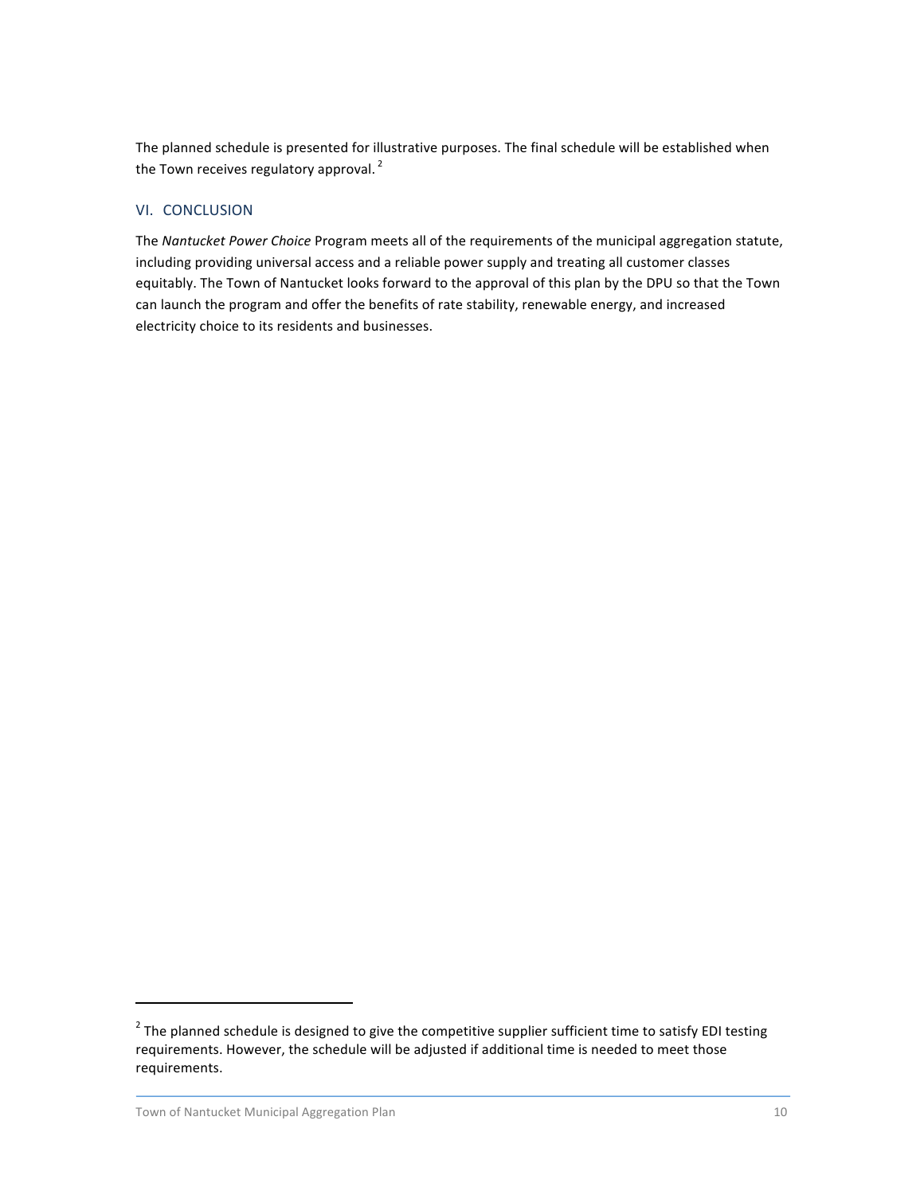The planned schedule is presented for illustrative purposes. The final schedule will be established when the Town receives regulatory approval.[2]

## VI. CONCLUSION

The *Nantucket Power Choice* Program meets all of the requirements of the municipal aggregation statute, including providing universal access and a reliable power supply and treating all customer classes equitably. The Town of Nantucket looks forward to the approval of this plan by the DPU so that the Town can launch the program and offer the benefits of rate stability, renewable energy, and increased electricity choice to its residents and businesses.

---

[2] The planned schedule is designed to give the competitive supplier sufficient time to satisfy EDI testing requirements. However, the schedule will be adjusted if additional time is needed to meet those requirements.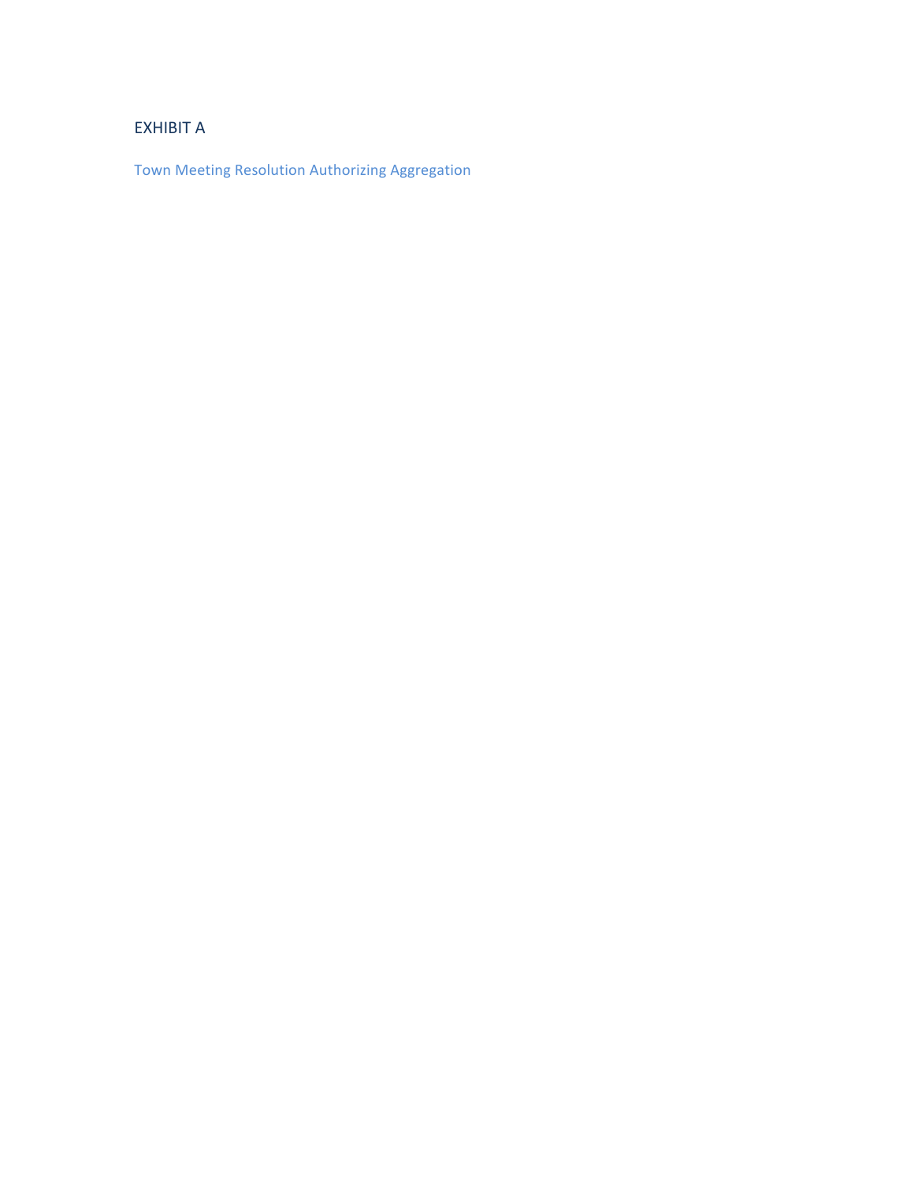# EXHIBIT A

## Town Meeting Resolution Authorizing Aggregation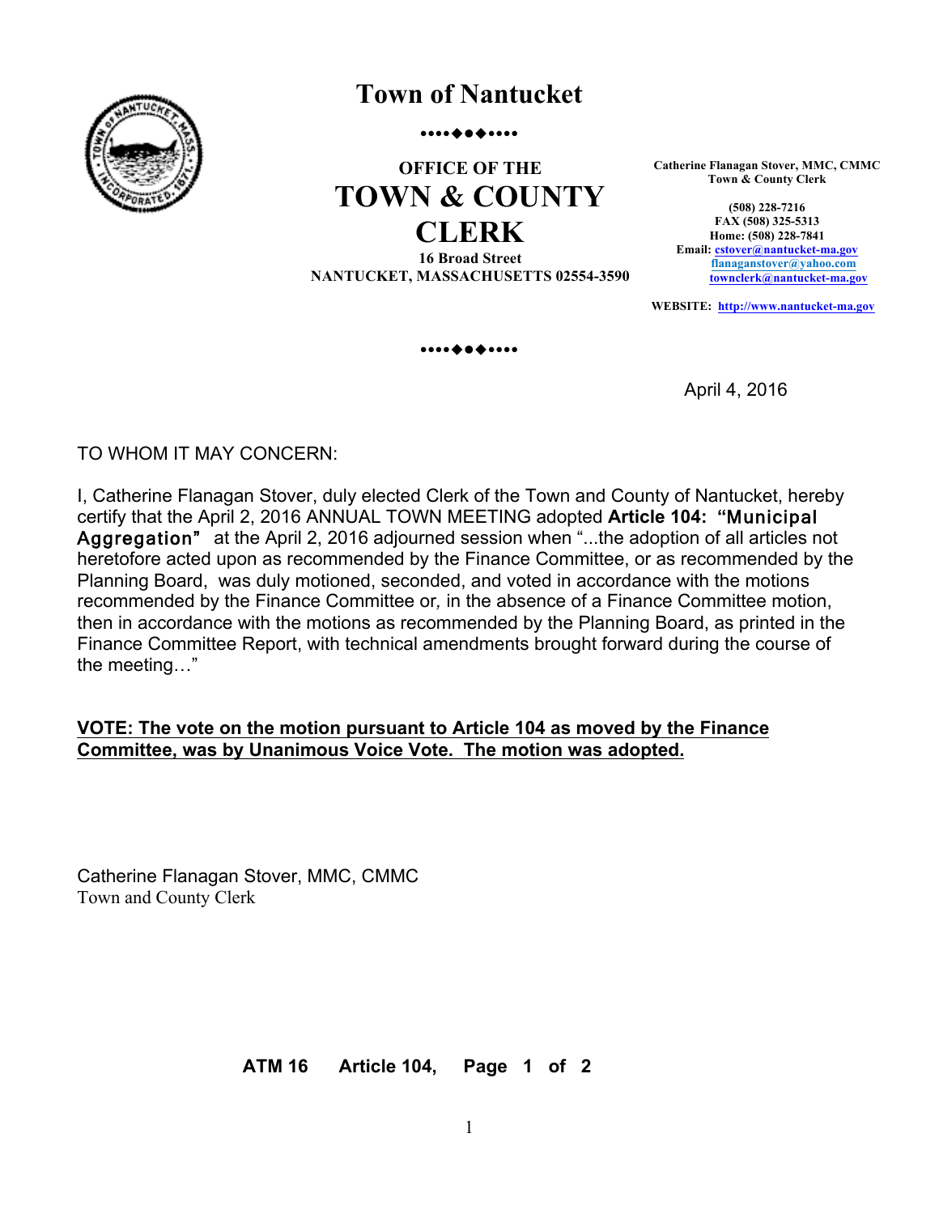# Town of Nantucket

••••◆●◆••••

## OFFICE OF THE TOWN & COUNTY CLERK

**16 Broad Street**
**NANTUCKET, MASSACHUSETTS 02554-3590**

**Catherine Flanagan Stover, MMC, CMMC**
**Town & County Clerk**

**(508) 228-7216**
**FAX (508) 325-5313**
**Home: (508) 228-7841**
**Email: cstover@nantucket-ma.gov**
**flanaganstover@yahoo.com**
**townclerk@nantucket-ma.gov**

**WEBSITE: http://www.nantucket-ma.gov**

••••◆●◆••••

April 4, 2016

TO WHOM IT MAY CONCERN:

I, Catherine Flanagan Stover, duly elected Clerk of the Town and County of Nantucket, hereby certify that the April 2, 2016 ANNUAL TOWN MEETING adopted **Article 104: "Municipal Aggregation"** at the April 2, 2016 adjourned session when "...the adoption of all articles not heretofore acted upon as recommended by the Finance Committee, or as recommended by the Planning Board, was duly motioned, seconded, and voted in accordance with the motions recommended by the Finance Committee or*,* in the absence of a Finance Committee motion, then in accordance with the motions as recommended by the Planning Board, as printed in the Finance Committee Report, with technical amendments brought forward during the course of the meeting…"

**VOTE: The vote on the motion pursuant to Article 104 as moved by the Finance Committee, was by Unanimous Voice Vote. The motion was adopted.**

Catherine Flanagan Stover, MMC, CMMC
Town and County Clerk

**ATM 16 Article 104, Page 1 of 2**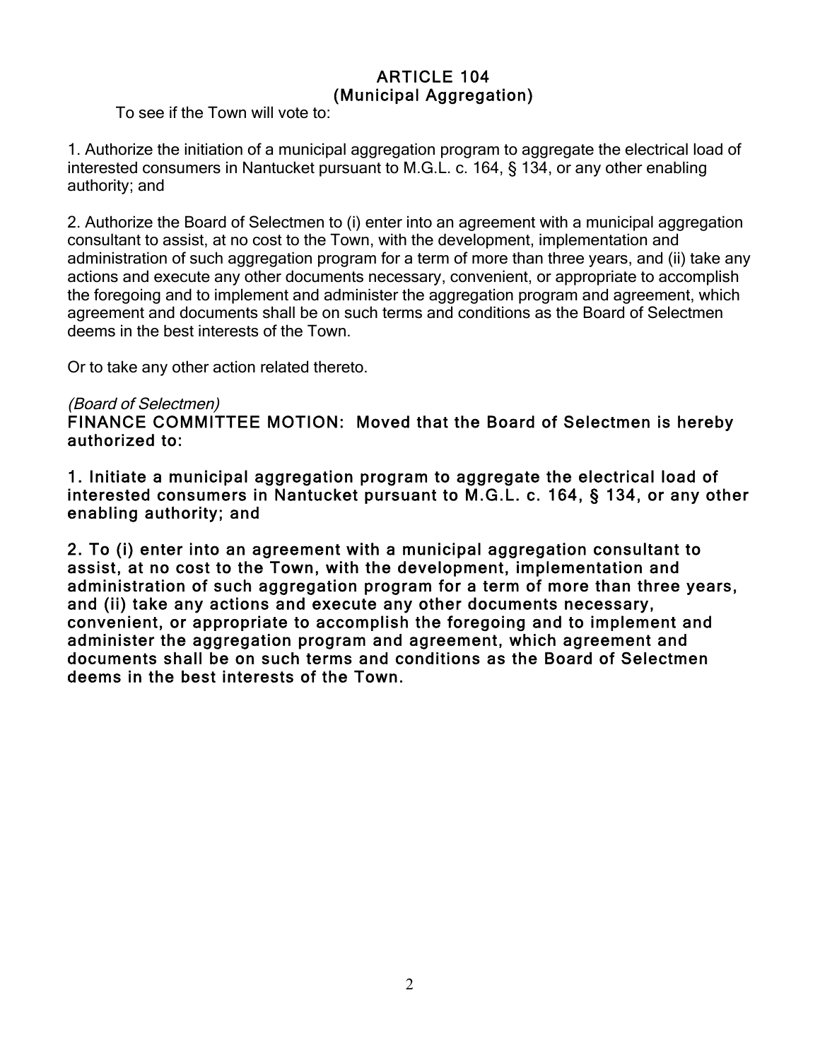## ARTICLE 104
## (Municipal Aggregation)

To see if the Town will vote to:

1. Authorize the initiation of a municipal aggregation program to aggregate the electrical load of interested consumers in Nantucket pursuant to M.G.L. c. 164, § 134, or any other enabling authority; and

2. Authorize the Board of Selectmen to (i) enter into an agreement with a municipal aggregation consultant to assist, at no cost to the Town, with the development, implementation and administration of such aggregation program for a term of more than three years, and (ii) take any actions and execute any other documents necessary, convenient, or appropriate to accomplish the foregoing and to implement and administer the aggregation program and agreement, which agreement and documents shall be on such terms and conditions as the Board of Selectmen deems in the best interests of the Town.

Or to take any other action related thereto.

*(Board of Selectmen)*

**FINANCE COMMITTEE MOTION: Moved that the Board of Selectmen is hereby authorized to:**

**1. Initiate a municipal aggregation program to aggregate the electrical load of interested consumers in Nantucket pursuant to M.G.L. c. 164, § 134, or any other enabling authority; and**

**2. To (i) enter into an agreement with a municipal aggregation consultant to assist, at no cost to the Town, with the development, implementation and administration of such aggregation program for a term of more than three years, and (ii) take any actions and execute any other documents necessary, convenient, or appropriate to accomplish the foregoing and to implement and administer the aggregation program and agreement, which agreement and documents shall be on such terms and conditions as the Board of Selectmen deems in the best interests of the Town.**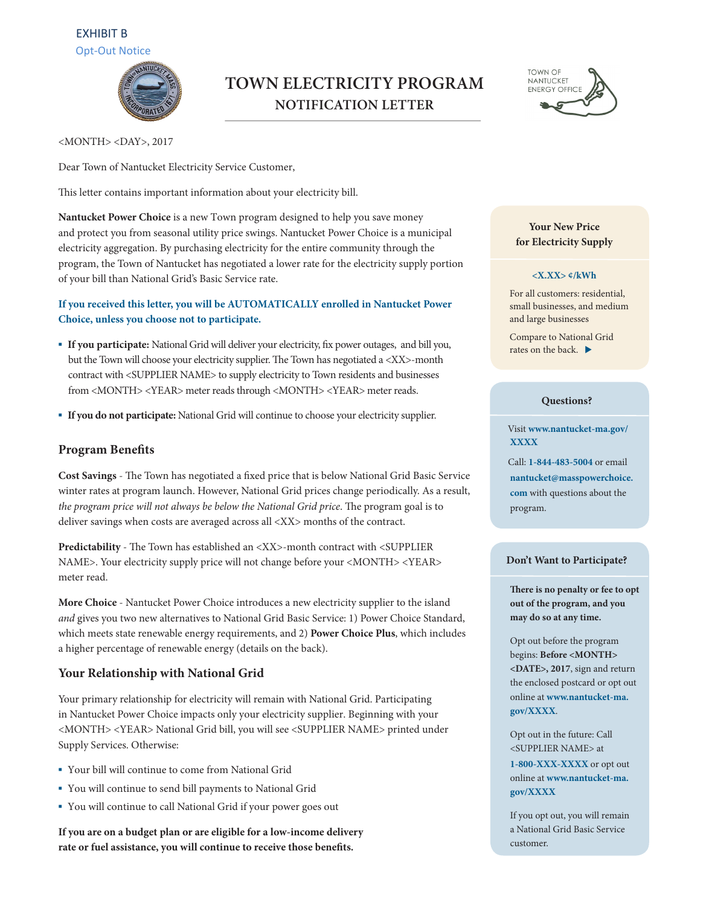EXHIBIT B

Opt-Out Notice

# TOWN ELECTRICITY PROGRAM

## NOTIFICATION LETTER

TOWN OF NANTUCKET ENERGY OFFICE

<MONTH> <DAY>, 2017

Dear Town of Nantucket Electricity Service Customer,

This letter contains important information about your electricity bill.

**Nantucket Power Choice** is a new Town program designed to help you save money and protect you from seasonal utility price swings. Nantucket Power Choice is a municipal electricity aggregation. By purchasing electricity for the entire community through the program, the Town of Nantucket has negotiated a lower rate for the electricity supply portion of your bill than National Grid's Basic Service rate.

**If you received this letter, you will be AUTOMATICALLY enrolled in Nantucket Power Choice, unless you choose not to participate.**

- **If you participate:** National Grid will deliver your electricity, fix power outages, and bill you, but the Town will choose your electricity supplier. The Town has negotiated a <XX>-month contract with <SUPPLIER NAME> to supply electricity to Town residents and businesses from <MONTH> <YEAR> meter reads through <MONTH> <YEAR> meter reads.
- **If you do not participate:** National Grid will continue to choose your electricity supplier.

### Program Benefits

**Cost Savings** - The Town has negotiated a fixed price that is below National Grid Basic Service winter rates at program launch. However, National Grid prices change periodically. As a result, *the program price will not always be below the National Grid price*. The program goal is to deliver savings when costs are averaged across all <XX> months of the contract.

**Predictability** - The Town has established an <XX>-month contract with <SUPPLIER NAME>. Your electricity supply price will not change before your <MONTH> <YEAR> meter read.

**More Choice** - Nantucket Power Choice introduces a new electricity supplier to the island *and* gives you two new alternatives to National Grid Basic Service: 1) Power Choice Standard, which meets state renewable energy requirements, and 2) **Power Choice Plus**, which includes a higher percentage of renewable energy (details on the back).

### Your Relationship with National Grid

Your primary relationship for electricity will remain with National Grid. Participating in Nantucket Power Choice impacts only your electricity supplier. Beginning with your <MONTH> <YEAR> National Grid bill, you will see <SUPPLIER NAME> printed under Supply Services. Otherwise:

- Your bill will continue to come from National Grid
- You will continue to send bill payments to National Grid
- You will continue to call National Grid if your power goes out

**If you are on a budget plan or are eligible for a low-income delivery rate or fuel assistance, you will continue to receive those benefits.**

**Your New Price for Electricity Supply**

**<X.XX> ¢/kWh**

For all customers: residential, small businesses, and medium and large businesses

Compare to National Grid rates on the back. ▶

**Questions?**

Visit **www.nantucket-ma.gov/XXXX**

Call: **1-844-483-5004** or email **nantucket@masspowerchoice.com** with questions about the program.

**Don't Want to Participate?**

**There is no penalty or fee to opt out of the program, and you may do so at any time.**

Opt out before the program begins: **Before <MONTH> <DATE>, 2017**, sign and return the enclosed postcard or opt out online at **www.nantucket-ma.gov/XXXX**.

Opt out in the future: Call <SUPPLIER NAME> at **1-800-XXX-XXXX** or opt out online at **www.nantucket-ma.gov/XXXX**

If you opt out, you will remain a National Grid Basic Service customer.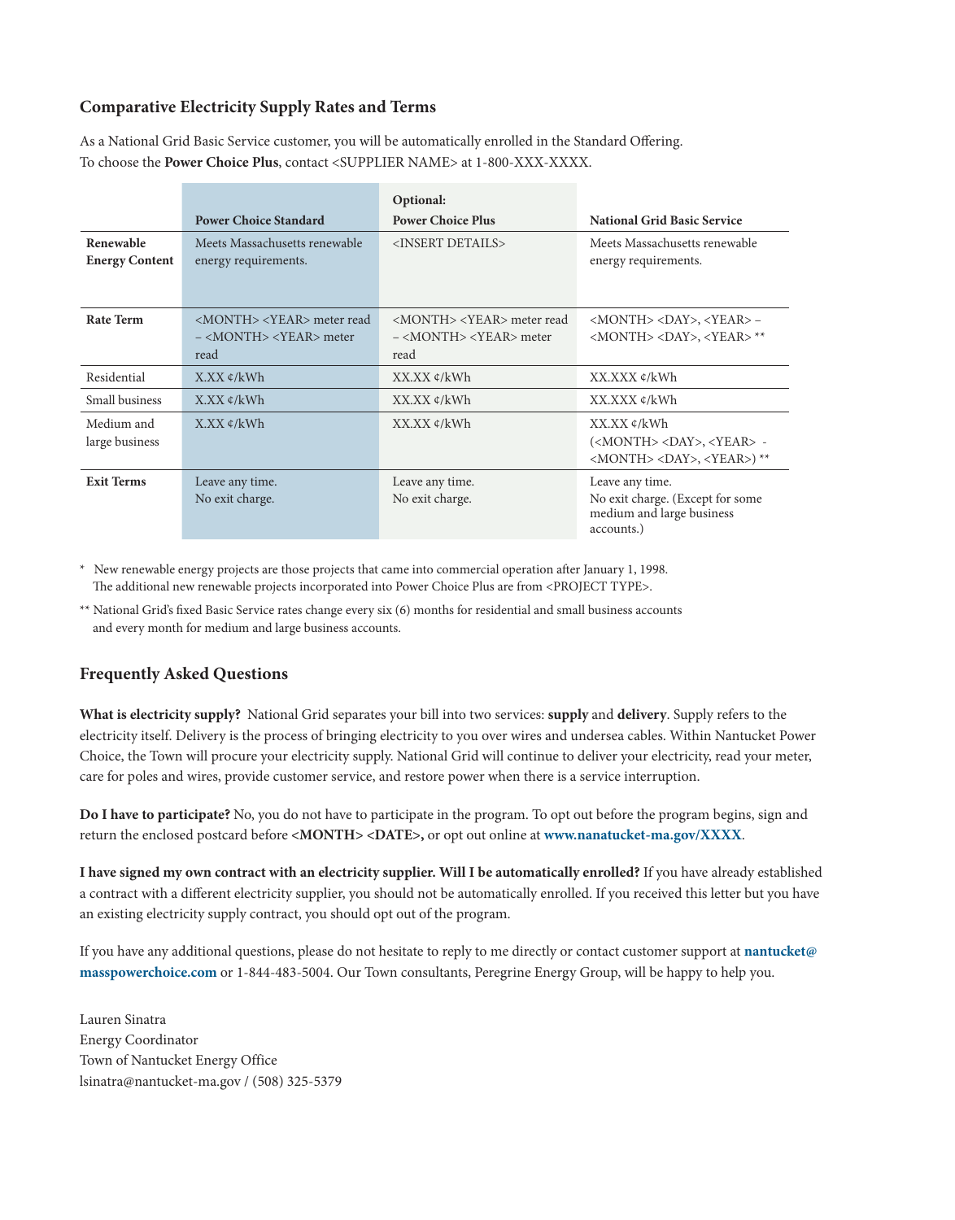## Comparative Electricity Supply Rates and Terms

As a National Grid Basic Service customer, you will be automatically enrolled in the Standard Offering.
To choose the **Power Choice Plus**, contact <SUPPLIER NAME> at 1-800-XXX-XXXX.

| | **Power Choice Standard** | **Optional: Power Choice Plus** | **National Grid Basic Service** |
|---|---|---|---|
| **Renewable Energy Content** | Meets Massachusetts renewable energy requirements. | <INSERT DETAILS> | Meets Massachusetts renewable energy requirements. |
| **Rate Term** | <MONTH> <YEAR> meter read – <MONTH> <YEAR> meter read | <MONTH> <YEAR> meter read – <MONTH> <YEAR> meter read | <MONTH> <DAY>, <YEAR> – <MONTH> <DAY>, <YEAR> ** |
| Residential | X.XX ¢/kWh | XX.XX ¢/kWh | XX.XXX ¢/kWh |
| Small business | X.XX ¢/kWh | XX.XX ¢/kWh | XX.XXX ¢/kWh |
| Medium and large business | X.XX ¢/kWh | XX.XX ¢/kWh | XX.XX ¢/kWh (<MONTH> <DAY>, <YEAR> - <MONTH> <DAY>, <YEAR>) ** |
| **Exit Terms** | Leave any time. No exit charge. | Leave any time. No exit charge. | Leave any time. No exit charge. (Except for some medium and large business accounts.) |

\* New renewable energy projects are those projects that came into commercial operation after January 1, 1998. The additional new renewable projects incorporated into Power Choice Plus are from <PROJECT TYPE>.

** National Grid's fixed Basic Service rates change every six (6) months for residential and small business accounts and every month for medium and large business accounts.

## Frequently Asked Questions

**What is electricity supply?** National Grid separates your bill into two services: **supply** and **delivery**. Supply refers to the electricity itself. Delivery is the process of bringing electricity to you over wires and undersea cables. Within Nantucket Power Choice, the Town will procure your electricity supply. National Grid will continue to deliver your electricity, read your meter, care for poles and wires, provide customer service, and restore power when there is a service interruption.

**Do I have to participate?** No, you do not have to participate in the program. To opt out before the program begins, sign and return the enclosed postcard before **<MONTH> <DATE>,** or opt out online at **www.nanatucket-ma.gov/XXXX**.

**I have signed my own contract with an electricity supplier. Will I be automatically enrolled?** If you have already established a contract with a different electricity supplier, you should not be automatically enrolled. If you received this letter but you have an existing electricity supply contract, you should opt out of the program.

If you have any additional questions, please do not hesitate to reply to me directly or contact customer support at **nantucket@masspowerchoice.com** or 1-844-483-5004. Our Town consultants, Peregrine Energy Group, will be happy to help you.

Lauren Sinatra
Energy Coordinator
Town of Nantucket Energy Office
lsinatra@nantucket-ma.gov / (508) 325-5379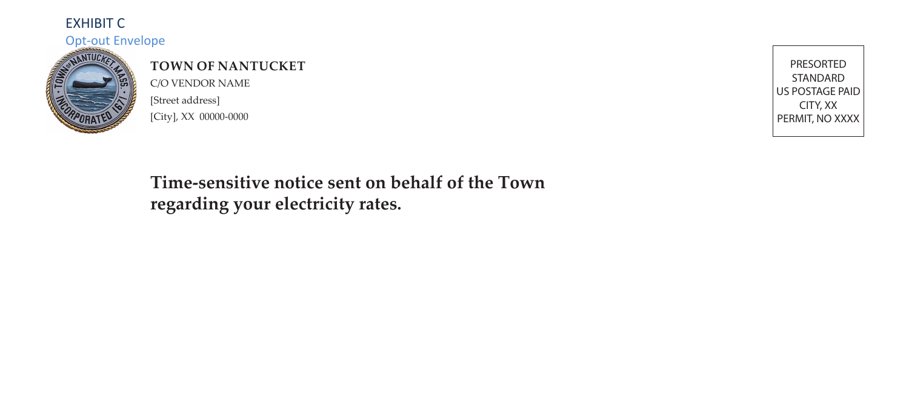# EXHIBIT C

## Opt-out Envelope

**TOWN OF NANTUCKET**
C/O VENDOR NAME
[Street address]
[City], XX 00000-0000

PRESORTED
STANDARD
US POSTAGE PAID
CITY, XX
PERMIT, NO XXXX

**Time-sensitive notice sent on behalf of the Town regarding your electricity rates.**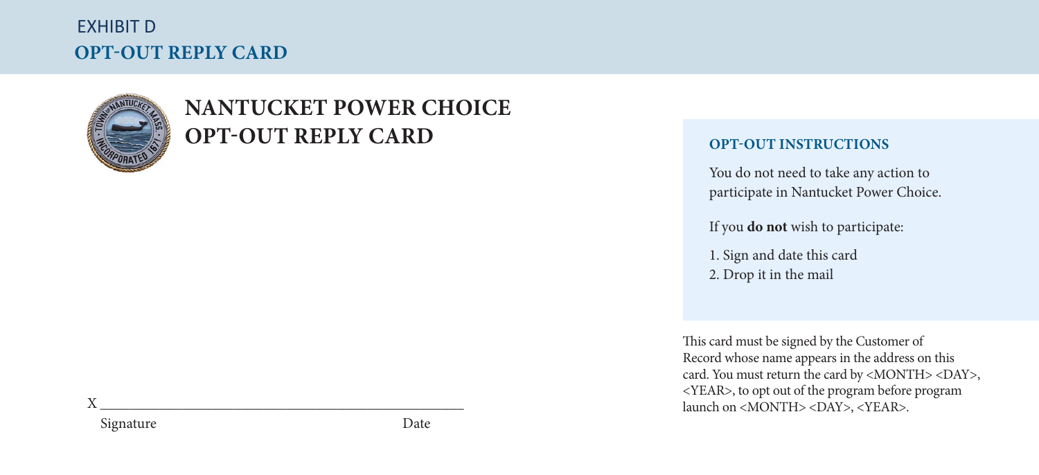EXHIBIT D

**OPT-OUT REPLY CARD**

# NANTUCKET POWER CHOICE OPT-OUT REPLY CARD

X ______________________________________________

Signature Date

**OPT-OUT INSTRUCTIONS**

You do not need to take any action to participate in Nantucket Power Choice.

If you **do not** wish to participate:

1. Sign and date this card
2. Drop it in the mail

This card must be signed by the Customer of Record whose name appears in the address on this card. You must return the card by <MONTH> <DAY>, <YEAR>, to opt out of the program before program launch on <MONTH> <DAY>, <YEAR>.